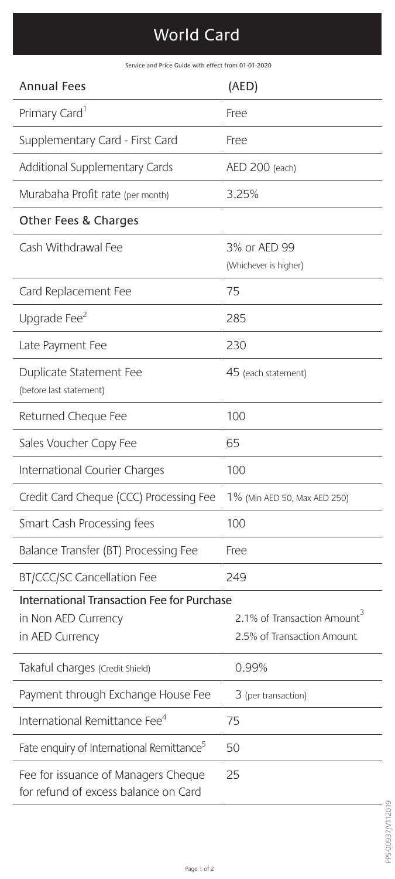# World Card

Service and Price Guide with effect from 01-01-2020

| Annual Fees | (AED) |
| --- | --- |
| Primary Card[1] | Free |
| Supplementary Card - First Card | Free |
| Additional Supplementary Cards | AED 200 (each) |
| Murabaha Profit rate (per month) | 3.25% |
| **Other Fees & Charges** | |
| Cash Withdrawal Fee | 3% or AED 99 (Whichever is higher) |
| Card Replacement Fee | 75 |
| Upgrade Fee[2] | 285 |
| Late Payment Fee | 230 |
| Duplicate Statement Fee (before last statement) | 45 (each statement) |
| Returned Cheque Fee | 100 |
| Sales Voucher Copy Fee | 65 |
| International Courier Charges | 100 |
| Credit Card Cheque (CCC) Processing Fee | 1% (Min AED 50, Max AED 250) |
| Smart Cash Processing fees | 100 |
| Balance Transfer (BT) Processing Fee | Free |
| BT/CCC/SC Cancellation Fee | 249 |
| **International Transaction Fee for Purchase** | |
| in Non AED Currency | 2.1% of Transaction Amount[3] |
| in AED Currency | 2.5% of Transaction Amount |
| Takaful charges (Credit Shield) | 0.99% |
| Payment through Exchange House Fee | 3 (per transaction) |
| International Remittance Fee[4] | 75 |
| Fate enquiry of International Remittance[5] | 50 |
| Fee for issuance of Managers Cheque for refund of excess balance on Card | 25 |

PPS-00937/V112019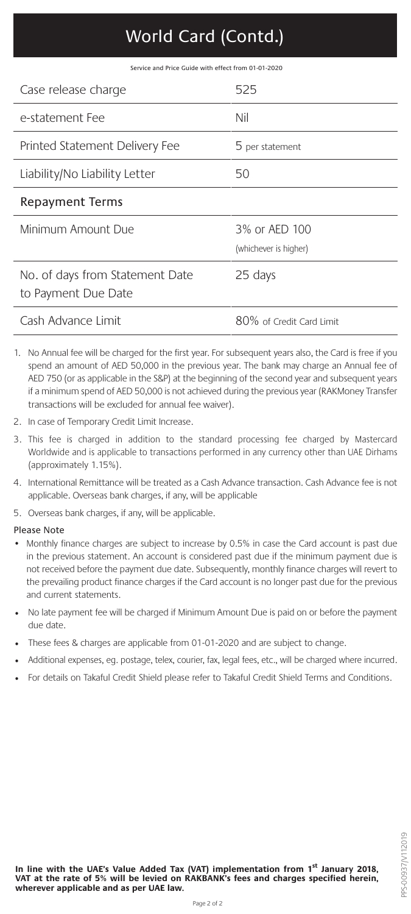# World Card (Contd.)

Service and Price Guide with effect from 01-01-2020

| | |
|---|---|
| Case release charge | 525 |
| e-statement Fee | Nil |
| Printed Statement Delivery Fee | 5 per statement |
| Liability/No Liability Letter | 50 |
| **Repayment Terms** | |
| Minimum Amount Due | 3% or AED 100 (whichever is higher) |
| No. of days from Statement Date to Payment Due Date | 25 days |
| Cash Advance Limit | 80% of Credit Card Limit |

1. No Annual fee will be charged for the first year. For subsequent years also, the Card is free if you spend an amount of AED 50,000 in the previous year. The bank may charge an Annual fee of AED 750 (or as applicable in the S&P) at the beginning of the second year and subsequent years if a minimum spend of AED 50,000 is not achieved during the previous year (RAKMoney Transfer transactions will be excluded for annual fee waiver).
2. In case of Temporary Credit Limit Increase.
3. This fee is charged in addition to the standard processing fee charged by Mastercard Worldwide and is applicable to transactions performed in any currency other than UAE Dirhams (approximately 1.15%).
4. International Remittance will be treated as a Cash Advance transaction. Cash Advance fee is not applicable. Overseas bank charges, if any, will be applicable
5. Overseas bank charges, if any, will be applicable.

**Please Note**

- Monthly finance charges are subject to increase by 0.5% in case the Card account is past due in the previous statement. An account is considered past due if the minimum payment due is not received before the payment due date. Subsequently, monthly finance charges will revert to the prevailing product finance charges if the Card account is no longer past due for the previous and current statements.
- No late payment fee will be charged if Minimum Amount Due is paid on or before the payment due date.
- These fees & charges are applicable from 01-01-2020 and are subject to change.
- Additional expenses, eg. postage, telex, courier, fax, legal fees, etc., will be charged where incurred.
- For details on Takaful Credit Shield please refer to Takaful Credit Shield Terms and Conditions.

**In line with the UAE's Value Added Tax (VAT) implementation from 1st January 2018, VAT at the rate of 5% will be levied on RAKBANK's fees and charges specified herein, wherever applicable and as per UAE law.**

PPS-00937/V112019